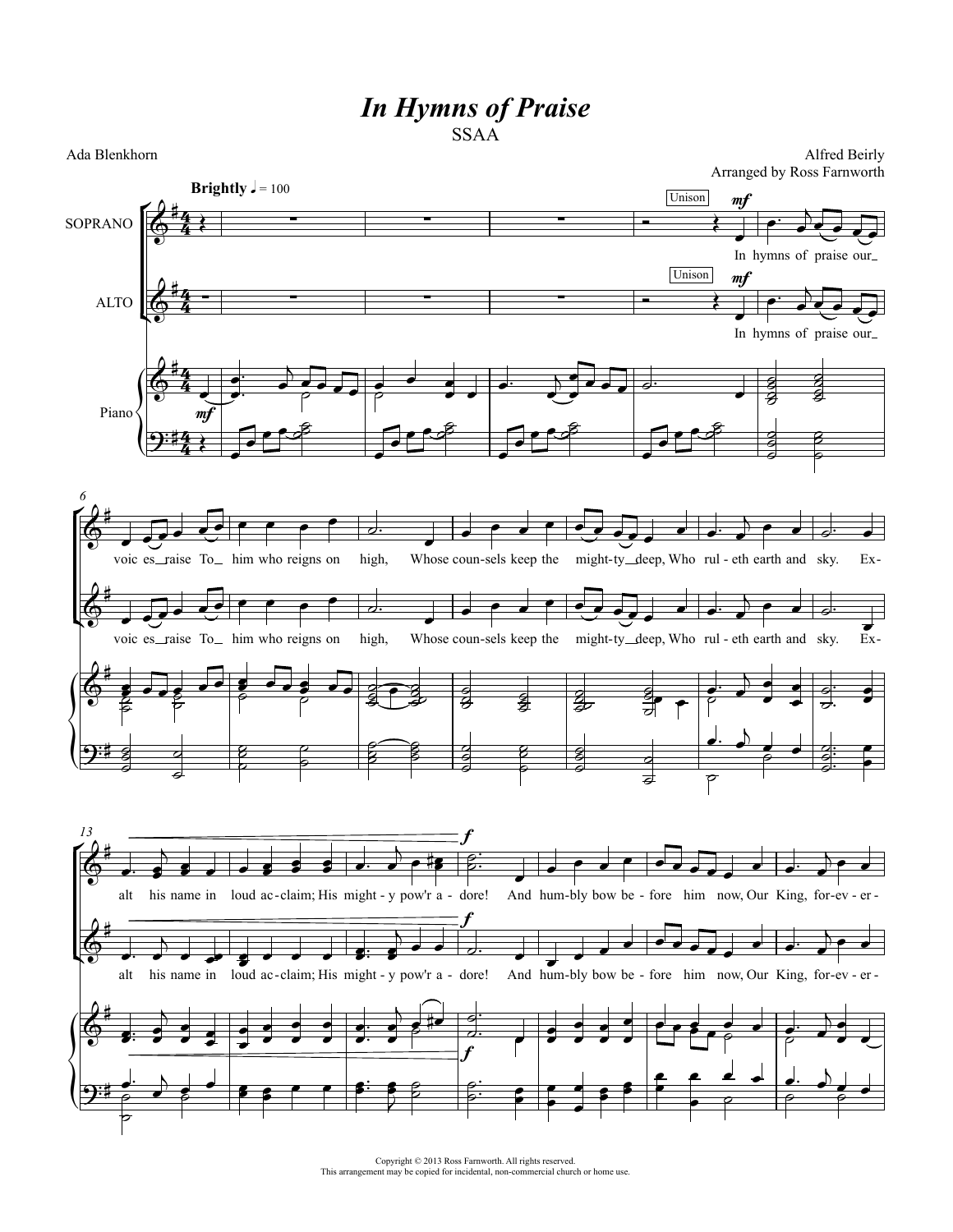# *In Hymns of Praise*

SSAA

Ada Blenkhorn

Alfred Beirly

Arranged by Ross Farnworth

**Brightly** ♩ = 100

In hymns of praise our voic es raise To him who reigns on high, Whose coun-sels keep the might-ty deep, Who rul-eth earth and sky. Ex-alt his name in loud ac-claim; His might-y pow'r a-dore! And hum-bly bow be-fore him now, Our King, for-ev-er-

Copyright © 2013 Ross Farnworth. All rights reserved.
This arrangement may be copied for incidental, non-commercial church or home use.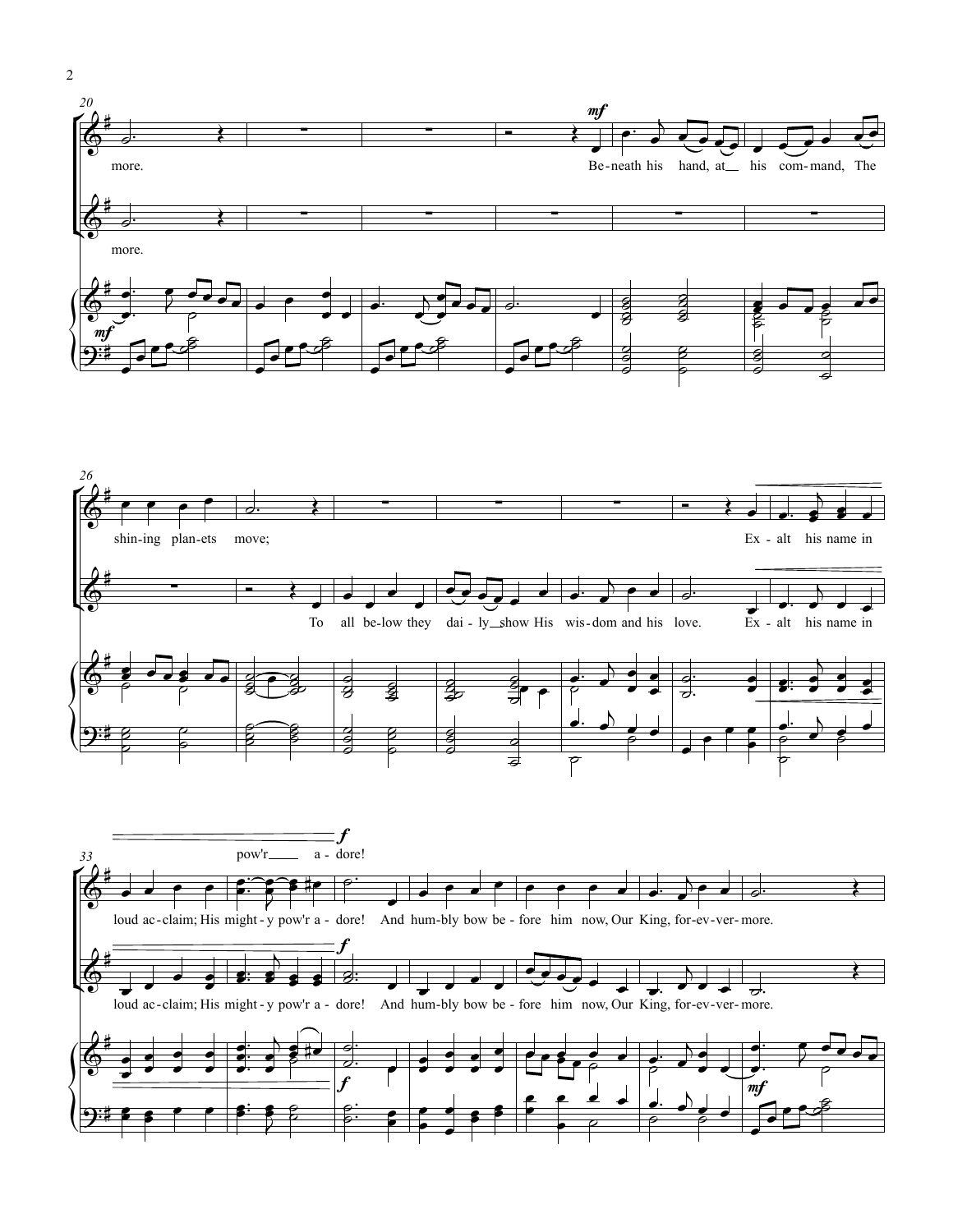more.

Be-neath his hand, at his com-mand, The shin-ing plan-ets move;

more.

To all be-low they dai-ly show His wis-dom and his love.

Ex-alt his name in loud ac-claim; His might-y pow'r a-dore! And hum-bly bow be-fore him now, Our King, for-ev-ver-more.

pow'r a-dore!

Ex-alt his name in loud ac-claim; His might-y pow'r a-dore! And hum-bly bow be-fore him now, Our King, for-ev-ver-more.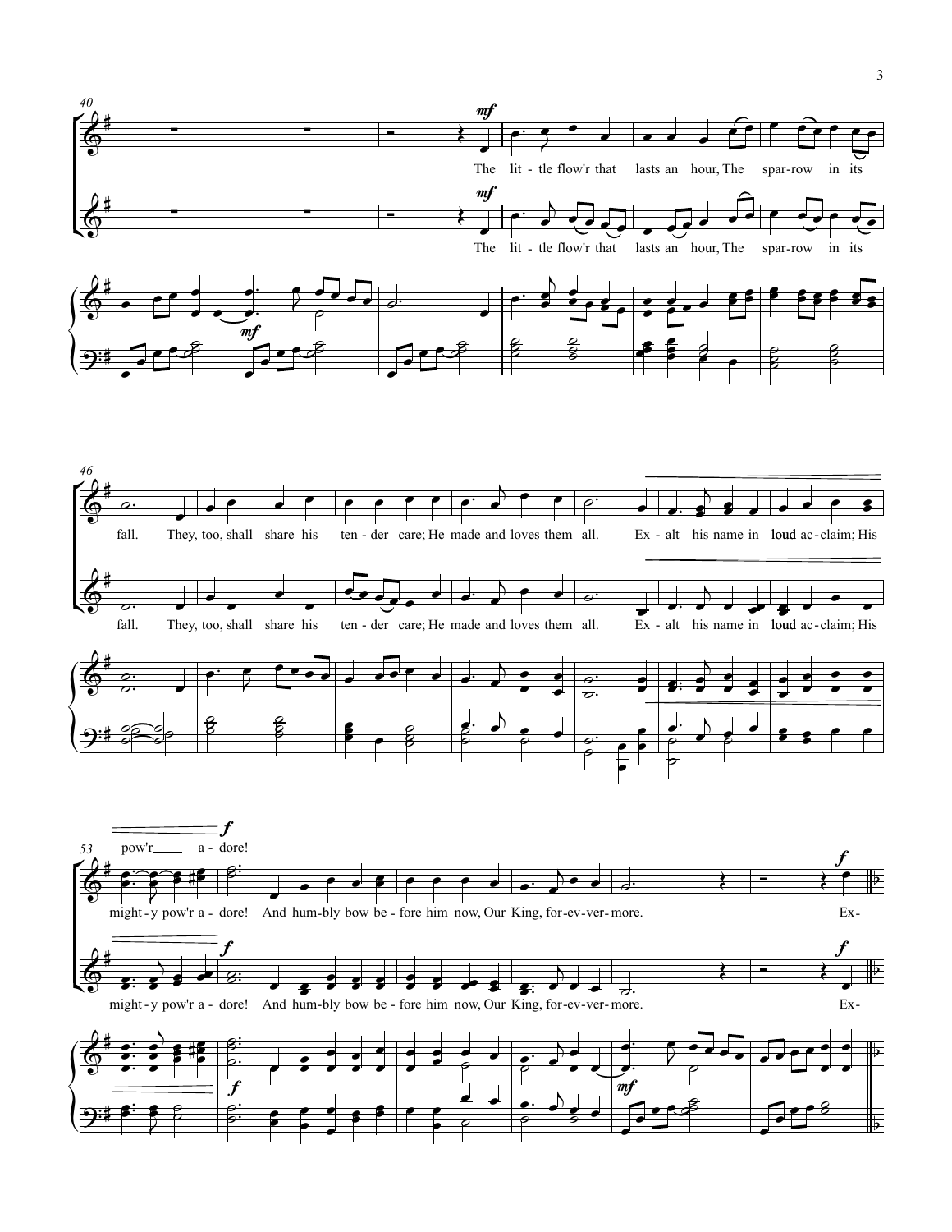40

*mf*

The lit - tle flow'r that lasts an hour, The spar - row in its

The lit - tle flow'r that lasts an hour, The spar - row in its

*mf*

46

fall. They, too, shall share his ten - der care; He made and loves them all. Ex - alt his name in loud ac - claim; His

fall. They, too, shall share his ten - der care; He made and loves them all. Ex - alt his name in loud ac - claim; His

53

pow'r a - dore!

*f*

might - y pow'r a - dore! And hum - bly bow be - fore him now, Our King, for - ev - ver - more. Ex-

*f*

might - y pow'r a - dore! And hum - bly bow be - fore him now, Our King, for - ev - ver - more. Ex-

*f*

*mf*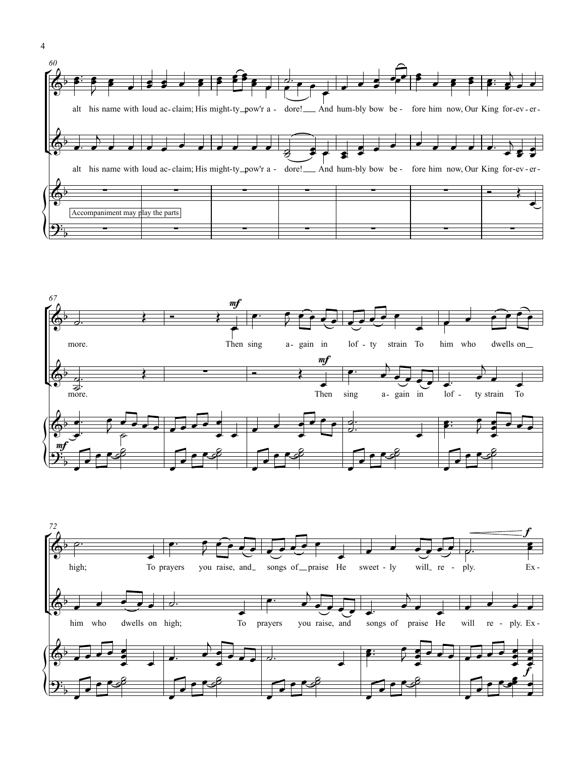60

alt his name with loud ac-claim; His might-ty_pow'r a - dore!___ And humbly bow be - fore him now, Our King for-ev-er-

alt his name with loud ac-claim; His might-ty_pow'r a - dore!___ And hum-bly bow be - fore him now, Our King for-ev-er-

Accompaniment may play the parts

67

more. Then sing a-gain in lof - ty strain To him who dwells on__

more. Then sing a-gain in lof - ty strain To

72

high; To prayers you raise, and_ songs of__praise He sweet - ly will_ re - ply. Ex-

him who dwells on high; To prayers you raise, and songs of praise He will re - ply. Ex-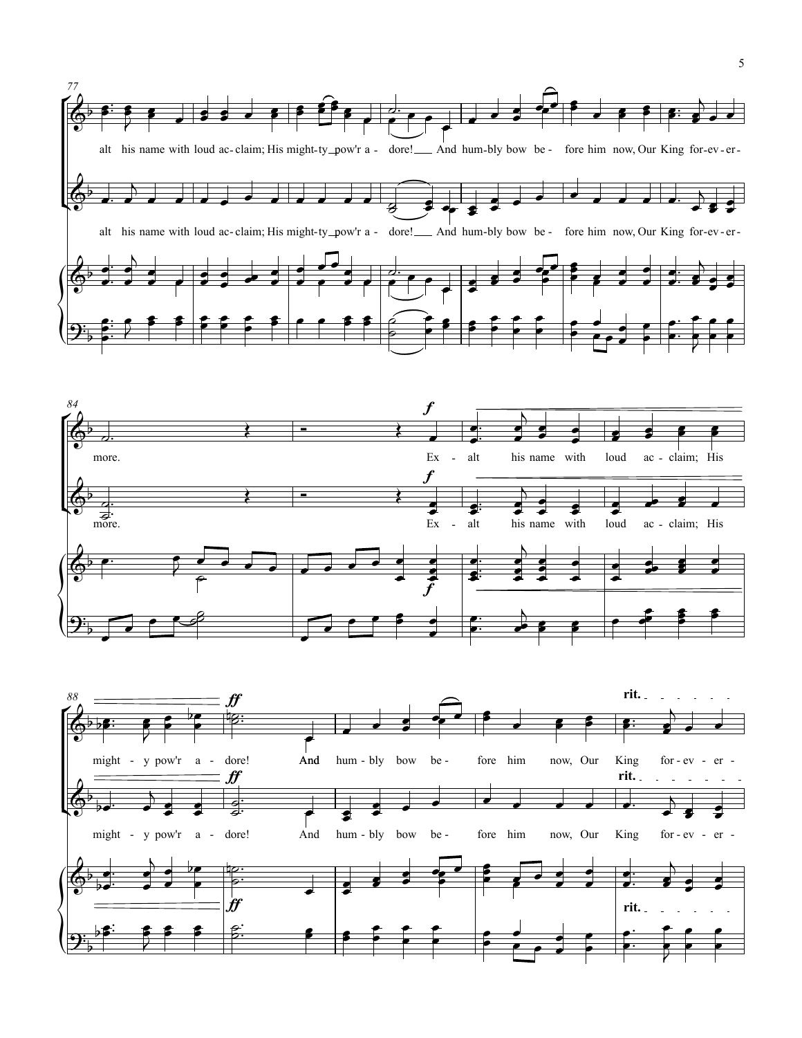77

alt his name with loud ac - claim; His might - ty pow'r a - dore! And hum - bly bow be - fore him now, Our King for - ev - er -

alt his name with loud ac - claim; His might - ty pow'r a - dore! And hum - bly bow be - fore him now, Our King for - ev - er -

84

*f*

more. Ex - alt his name with loud ac - claim; His

more. Ex - alt his name with loud ac - claim; His

88

*ff* **rit.**

might - y pow'r a - dore! And hum - bly bow be - fore him now, Our King for - ev - er -

might - y pow'r a - dore! And hum - bly bow be - fore him now, Our King for - ev - er -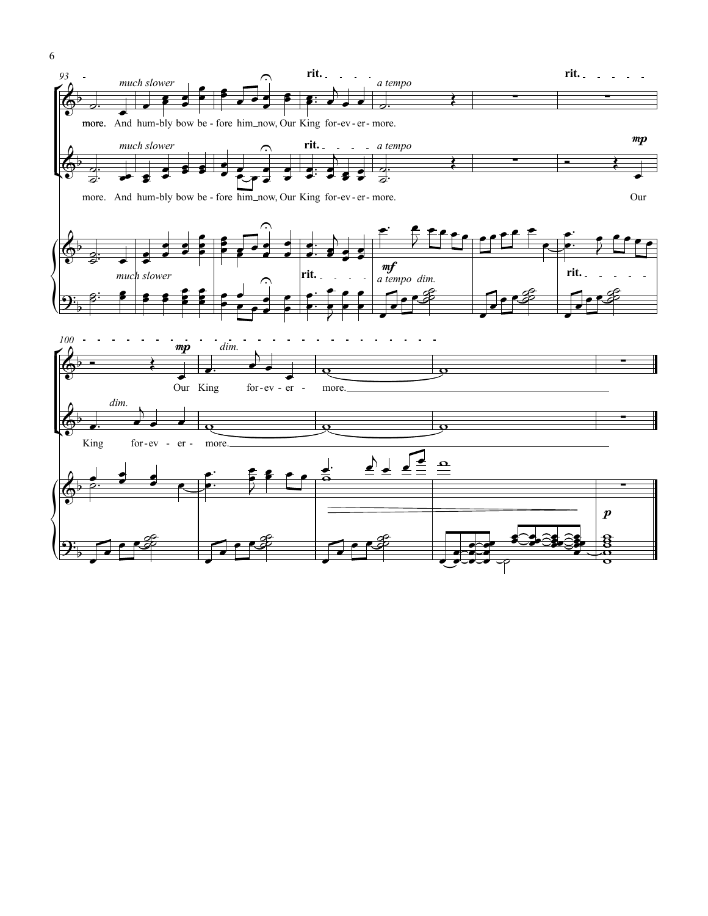93

*much slower* — rit. — *a tempo* — rit.

more. And hum-bly bow be-fore him now, Our King for-ev-er-more.

*much slower* — rit. — *a tempo* — **mp**

more. And hum-bly bow be-fore him now, Our King for-ev-er-more. Our

*much slower* — rit. — **mf** *a tempo dim.* — rit.

100

**mp** *dim.*

Our King for-ev-er-more.

*dim.*

King for-ev-er-more.

**p**